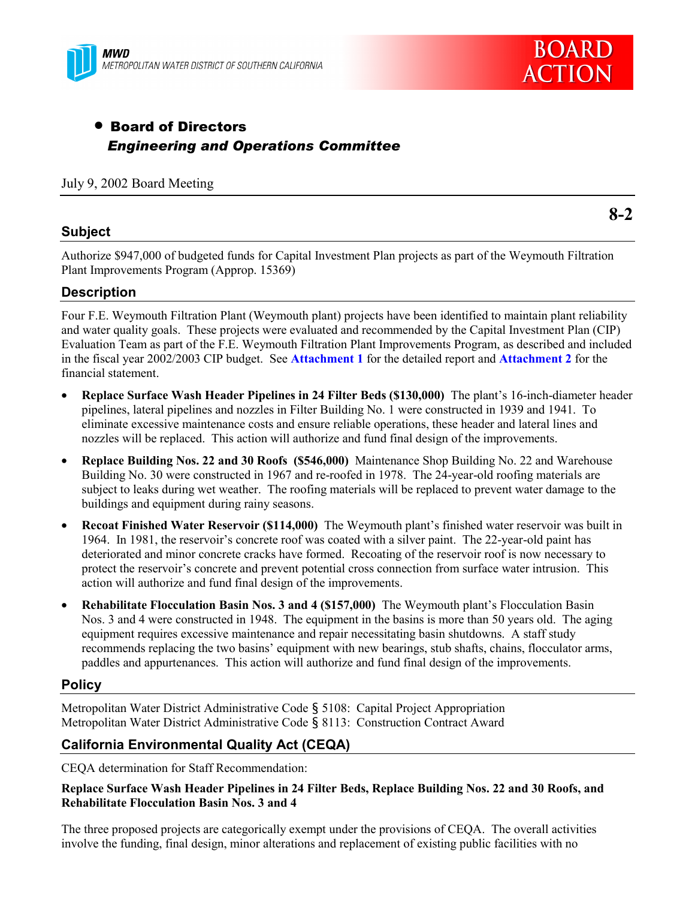MWD
METROPOLITAN WATER DISTRICT OF SOUTHERN CALIFORNIA

**BOARD ACTION**

- **Board of Directors**
  ***Engineering and Operations Committee***

July 9, 2002 Board Meeting

**8-2**

## Subject

Authorize $947,000 of budgeted funds for Capital Investment Plan projects as part of the Weymouth Filtration Plant Improvements Program (Approp. 15369)

## Description

Four F.E. Weymouth Filtration Plant (Weymouth plant) projects have been identified to maintain plant reliability and water quality goals. These projects were evaluated and recommended by the Capital Investment Plan (CIP) Evaluation Team as part of the F.E. Weymouth Filtration Plant Improvements Program, as described and included in the fiscal year 2002/2003 CIP budget. See **Attachment 1** for the detailed report and **Attachment 2** for the financial statement.

- **Replace Surface Wash Header Pipelines in 24 Filter Beds ($130,000)** The plant's 16-inch-diameter header pipelines, lateral pipelines and nozzles in Filter Building No. 1 were constructed in 1939 and 1941. To eliminate excessive maintenance costs and ensure reliable operations, these header and lateral lines and nozzles will be replaced. This action will authorize and fund final design of the improvements.
- **Replace Building Nos. 22 and 30 Roofs ($546,000)** Maintenance Shop Building No. 22 and Warehouse Building No. 30 were constructed in 1967 and re-roofed in 1978. The 24-year-old roofing materials are subject to leaks during wet weather. The roofing materials will be replaced to prevent water damage to the buildings and equipment during rainy seasons.
- **Recoat Finished Water Reservoir ($114,000)** The Weymouth plant's finished water reservoir was built in 1964. In 1981, the reservoir's concrete roof was coated with a silver paint. The 22-year-old paint has deteriorated and minor concrete cracks have formed. Recoating of the reservoir roof is now necessary to protect the reservoir's concrete and prevent potential cross connection from surface water intrusion. This action will authorize and fund final design of the improvements.
- **Rehabilitate Flocculation Basin Nos. 3 and 4 ($157,000)** The Weymouth plant's Flocculation Basin Nos. 3 and 4 were constructed in 1948. The equipment in the basins is more than 50 years old. The aging equipment requires excessive maintenance and repair necessitating basin shutdowns. A staff study recommends replacing the two basins' equipment with new bearings, stub shafts, chains, flocculator arms, paddles and appurtenances. This action will authorize and fund final design of the improvements.

## Policy

Metropolitan Water District Administrative Code § 5108: Capital Project Appropriation
Metropolitan Water District Administrative Code § 8113: Construction Contract Award

## California Environmental Quality Act (CEQA)

CEQA determination for Staff Recommendation:

**Replace Surface Wash Header Pipelines in 24 Filter Beds, Replace Building Nos. 22 and 30 Roofs, and Rehabilitate Flocculation Basin Nos. 3 and 4**

The three proposed projects are categorically exempt under the provisions of CEQA. The overall activities involve the funding, final design, minor alterations and replacement of existing public facilities with no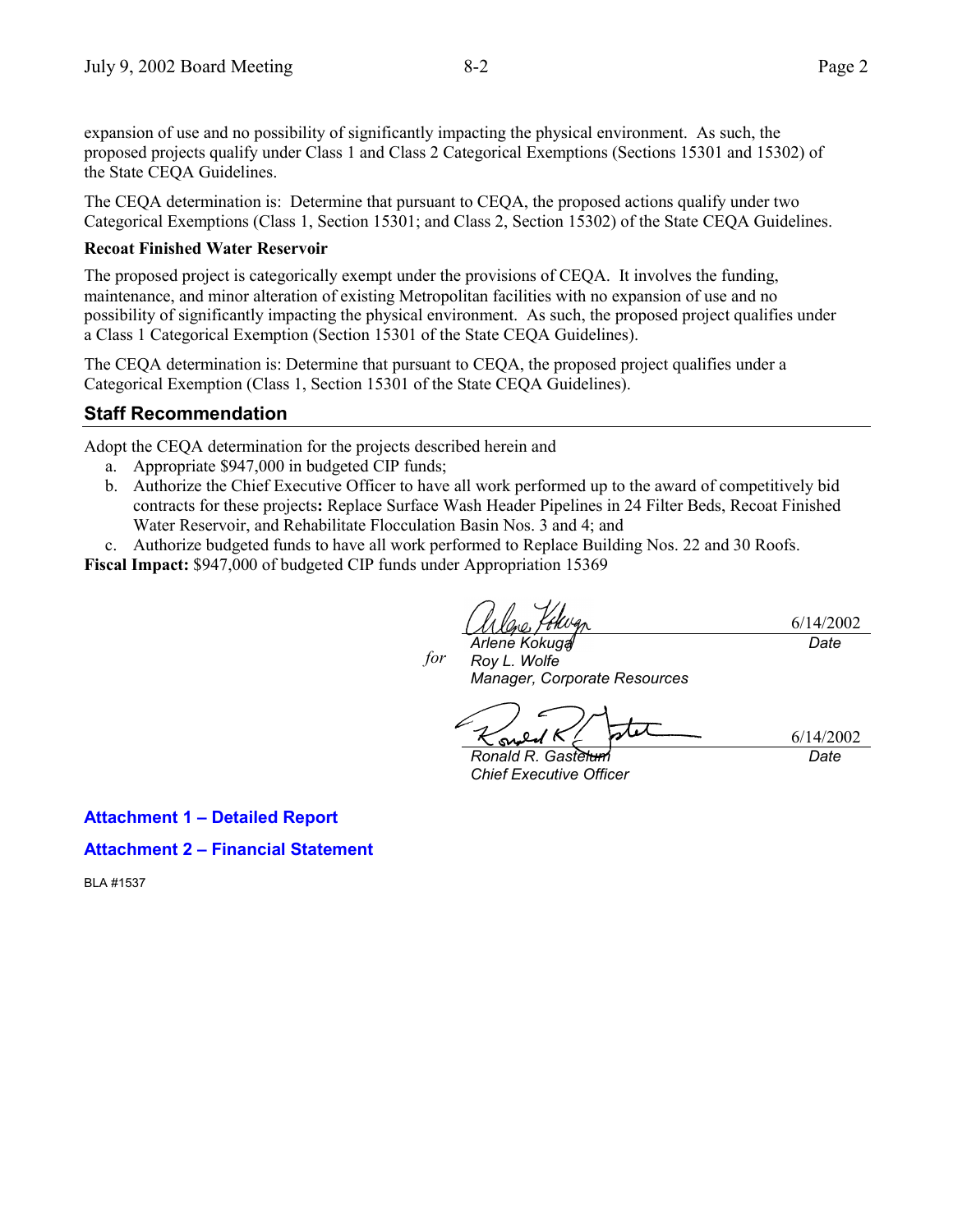expansion of use and no possibility of significantly impacting the physical environment. As such, the proposed projects qualify under Class 1 and Class 2 Categorical Exemptions (Sections 15301 and 15302) of the State CEQA Guidelines.

The CEQA determination is: Determine that pursuant to CEQA, the proposed actions qualify under two Categorical Exemptions (Class 1, Section 15301; and Class 2, Section 15302) of the State CEQA Guidelines.

**Recoat Finished Water Reservoir**

The proposed project is categorically exempt under the provisions of CEQA. It involves the funding, maintenance, and minor alteration of existing Metropolitan facilities with no expansion of use and no possibility of significantly impacting the physical environment. As such, the proposed project qualifies under a Class 1 Categorical Exemption (Section 15301 of the State CEQA Guidelines).

The CEQA determination is: Determine that pursuant to CEQA, the proposed project qualifies under a Categorical Exemption (Class 1, Section 15301 of the State CEQA Guidelines).

## Staff Recommendation

Adopt the CEQA determination for the projects described herein and

a. Appropriate $947,000 in budgeted CIP funds;
b. Authorize the Chief Executive Officer to have all work performed up to the award of competitively bid contracts for these projects**:** Replace Surface Wash Header Pipelines in 24 Filter Beds, Recoat Finished Water Reservoir, and Rehabilitate Flocculation Basin Nos. 3 and 4; and
c. Authorize budgeted funds to have all work performed to Replace Building Nos. 22 and 30 Roofs.

**Fiscal Impact:** $947,000 of budgeted CIP funds under Appropriation 15369

*for* *Arlene Kokuga*
*Roy L. Wolfe*
*Manager, Corporate Resources* — 6/14/2002 *Date*

*Ronald R. Gastelum*
*Chief Executive Officer* — 6/14/2002 *Date*

**Attachment 1 – Detailed Report**

**Attachment 2 – Financial Statement**

BLA #1537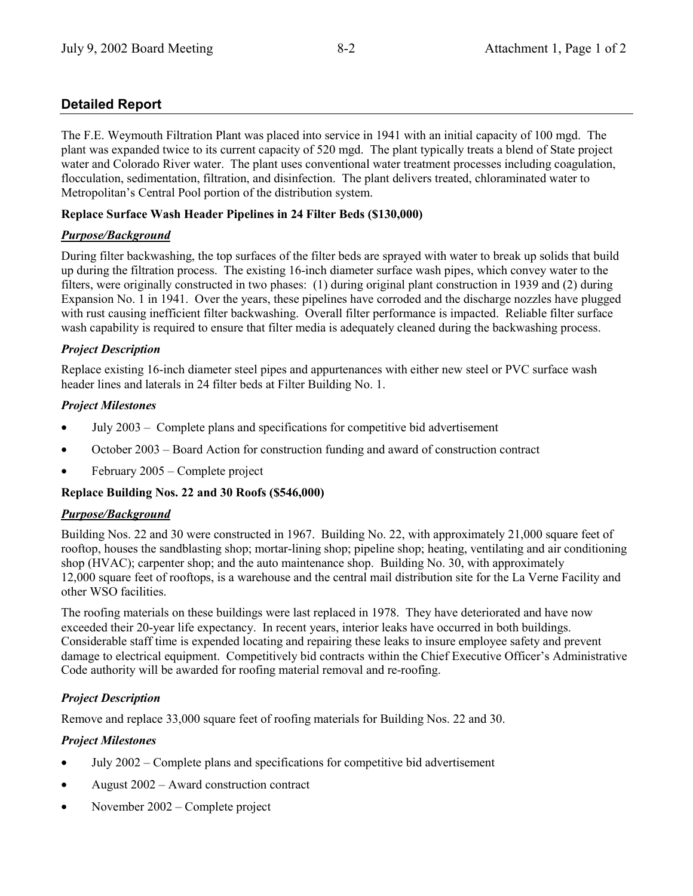## Detailed Report

The F.E. Weymouth Filtration Plant was placed into service in 1941 with an initial capacity of 100 mgd. The plant was expanded twice to its current capacity of 520 mgd. The plant typically treats a blend of State project water and Colorado River water. The plant uses conventional water treatment processes including coagulation, flocculation, sedimentation, filtration, and disinfection. The plant delivers treated, chloraminated water to Metropolitan's Central Pool portion of the distribution system.

**Replace Surface Wash Header Pipelines in 24 Filter Beds ($130,000)**

***Purpose/Background***

During filter backwashing, the top surfaces of the filter beds are sprayed with water to break up solids that build up during the filtration process. The existing 16-inch diameter surface wash pipes, which convey water to the filters, were originally constructed in two phases: (1) during original plant construction in 1939 and (2) during Expansion No. 1 in 1941. Over the years, these pipelines have corroded and the discharge nozzles have plugged with rust causing inefficient filter backwashing. Overall filter performance is impacted. Reliable filter surface wash capability is required to ensure that filter media is adequately cleaned during the backwashing process.

***Project Description***

Replace existing 16-inch diameter steel pipes and appurtenances with either new steel or PVC surface wash header lines and laterals in 24 filter beds at Filter Building No. 1.

***Project Milestones***

- July 2003 – Complete plans and specifications for competitive bid advertisement
- October 2003 – Board Action for construction funding and award of construction contract
- February 2005 – Complete project

**Replace Building Nos. 22 and 30 Roofs ($546,000)**

***Purpose/Background***

Building Nos. 22 and 30 were constructed in 1967. Building No. 22, with approximately 21,000 square feet of rooftop, houses the sandblasting shop; mortar-lining shop; pipeline shop; heating, ventilating and air conditioning shop (HVAC); carpenter shop; and the auto maintenance shop. Building No. 30, with approximately 12,000 square feet of rooftops, is a warehouse and the central mail distribution site for the La Verne Facility and other WSO facilities.

The roofing materials on these buildings were last replaced in 1978. They have deteriorated and have now exceeded their 20-year life expectancy. In recent years, interior leaks have occurred in both buildings. Considerable staff time is expended locating and repairing these leaks to insure employee safety and prevent damage to electrical equipment. Competitively bid contracts within the Chief Executive Officer's Administrative Code authority will be awarded for roofing material removal and re-roofing.

***Project Description***

Remove and replace 33,000 square feet of roofing materials for Building Nos. 22 and 30.

***Project Milestones***

- July 2002 – Complete plans and specifications for competitive bid advertisement
- August 2002 – Award construction contract
- November 2002 – Complete project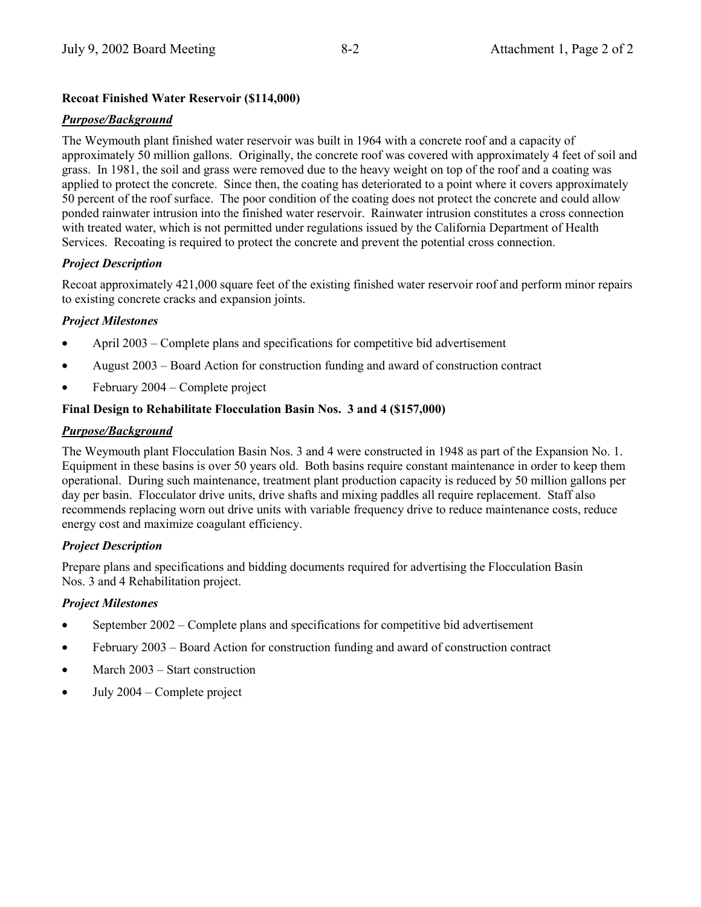**Recoat Finished Water Reservoir ($114,000)**

***Purpose/Background***

The Weymouth plant finished water reservoir was built in 1964 with a concrete roof and a capacity of approximately 50 million gallons. Originally, the concrete roof was covered with approximately 4 feet of soil and grass. In 1981, the soil and grass were removed due to the heavy weight on top of the roof and a coating was applied to protect the concrete. Since then, the coating has deteriorated to a point where it covers approximately 50 percent of the roof surface. The poor condition of the coating does not protect the concrete and could allow ponded rainwater intrusion into the finished water reservoir. Rainwater intrusion constitutes a cross connection with treated water, which is not permitted under regulations issued by the California Department of Health Services. Recoating is required to protect the concrete and prevent the potential cross connection.

***Project Description***

Recoat approximately 421,000 square feet of the existing finished water reservoir roof and perform minor repairs to existing concrete cracks and expansion joints.

***Project Milestones***

- April 2003 – Complete plans and specifications for competitive bid advertisement
- August 2003 – Board Action for construction funding and award of construction contract
- February 2004 – Complete project

**Final Design to Rehabilitate Flocculation Basin Nos. 3 and 4 ($157,000)**

***Purpose/Background***

The Weymouth plant Flocculation Basin Nos. 3 and 4 were constructed in 1948 as part of the Expansion No. 1. Equipment in these basins is over 50 years old. Both basins require constant maintenance in order to keep them operational. During such maintenance, treatment plant production capacity is reduced by 50 million gallons per day per basin. Flocculator drive units, drive shafts and mixing paddles all require replacement. Staff also recommends replacing worn out drive units with variable frequency drive to reduce maintenance costs, reduce energy cost and maximize coagulant efficiency.

***Project Description***

Prepare plans and specifications and bidding documents required for advertising the Flocculation Basin Nos. 3 and 4 Rehabilitation project.

***Project Milestones***

- September 2002 – Complete plans and specifications for competitive bid advertisement
- February 2003 – Board Action for construction funding and award of construction contract
- March 2003 – Start construction
- July 2004 – Complete project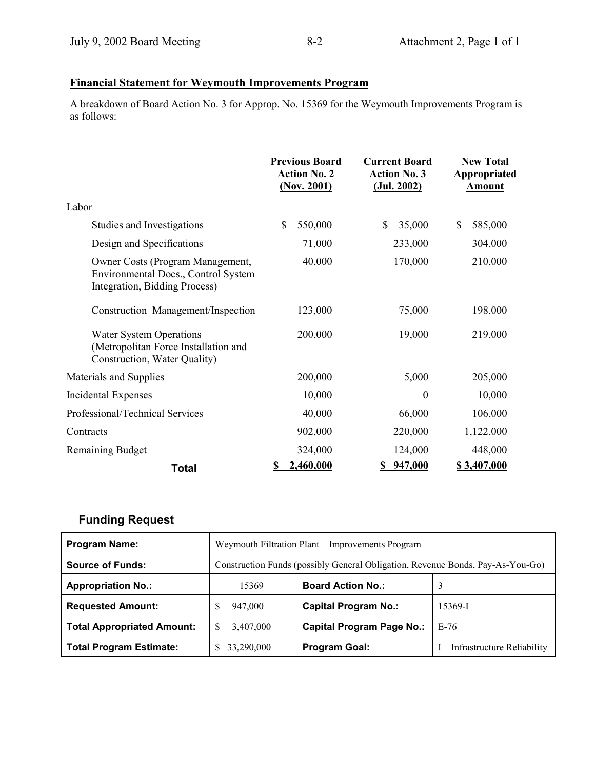## Financial Statement for Weymouth Improvements Program

A breakdown of Board Action No. 3 for Approp. No. 15369 for the Weymouth Improvements Program is as follows:

| | Previous Board Action No. 2 (Nov. 2001) | Current Board Action No. 3 (Jul. 2002) | New Total Appropriated Amount |
|---|---|---|---|
| Labor | | | |
| Studies and Investigations | $ 550,000 | $ 35,000 | $ 585,000 |
| Design and Specifications | 71,000 | 233,000 | 304,000 |
| Owner Costs (Program Management, Environmental Docs., Control System Integration, Bidding Process) | 40,000 | 170,000 | 210,000 |
| Construction Management/Inspection | 123,000 | 75,000 | 198,000 |
| Water System Operations (Metropolitan Force Installation and Construction, Water Quality) | 200,000 | 19,000 | 219,000 |
| Materials and Supplies | 200,000 | 5,000 | 205,000 |
| Incidental Expenses | 10,000 | 0 | 10,000 |
| Professional/Technical Services | 40,000 | 66,000 | 106,000 |
| Contracts | 902,000 | 220,000 | 1,122,000 |
| Remaining Budget | 324,000 | 124,000 | 448,000 |
| **Total** | **$ 2,460,000** | **$ 947,000** | **$ 3,407,000** |

## Funding Request

| | | | |
|---|---|---|---|
| **Program Name:** | Weymouth Filtration Plant – Improvements Program | | |
| **Source of Funds:** | Construction Funds (possibly General Obligation, Revenue Bonds, Pay-As-You-Go) | | |
| **Appropriation No.:** | 15369 | **Board Action No.:** | 3 |
| **Requested Amount:** | $ 947,000 | **Capital Program No.:** | 15369-I |
| **Total Appropriated Amount:** | $ 3,407,000 | **Capital Program Page No.:** | E-76 |
| **Total Program Estimate:** | $ 33,290,000 | **Program Goal:** | I – Infrastructure Reliability |